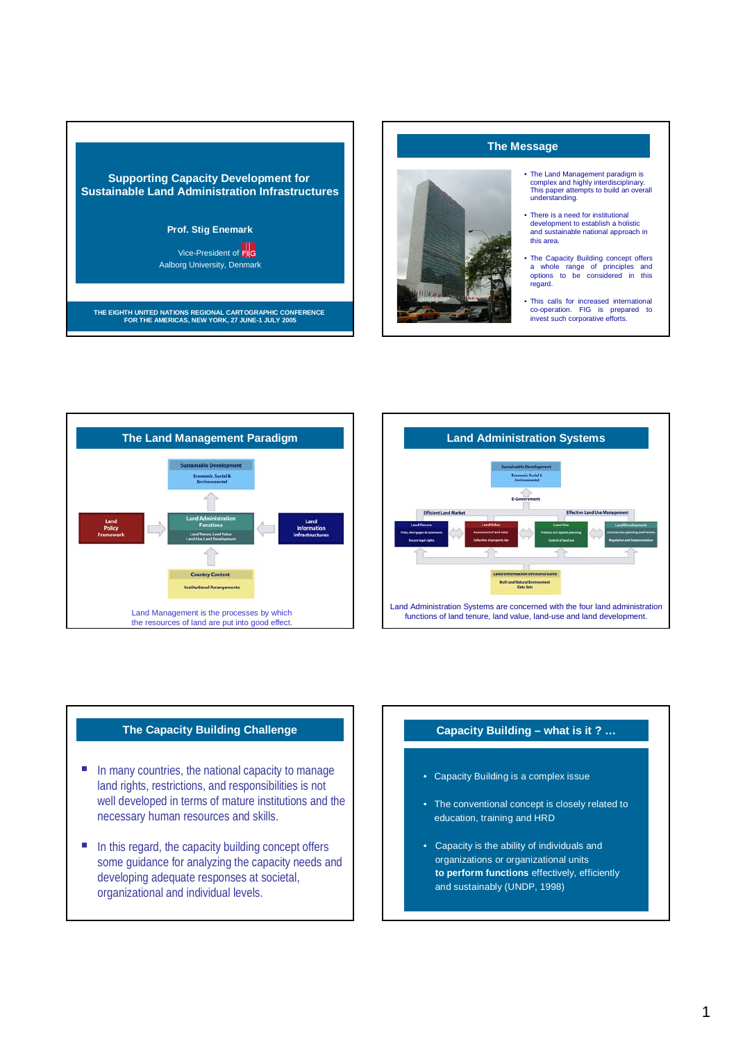## Supporting Capacity Development for Sustainable Land Administration Infrastructures

**Prof. Stig Enemark**

Vice-President of FIG
Aalborg University, Denmark

THE EIGHTH UNITED NATIONS REGIONAL CARTOGRAPHIC CONFERENCE FOR THE AMERICAS, NEW YORK, 27 JUNE-1 JULY 2005

## The Message

- The Land Management paradigm is complex and highly interdisciplinary. This paper attempts to build an overall understanding.
- There is a need for institutional development to establish a holistic and sustainable national approach in this area.
- The Capacity Building concept offers a whole range of principles and options to be considered in this regard.
- This calls for increased international co-operation. FIG is prepared to invest such corporative efforts.

## The Land Management Paradigm

Sustainable Development
Economic, Social & Environmental

Land Policy Framework

Land Administration Functions
Land Tenure, Land Value
Land-Use, Land Development

Land Information Infrastructures

Country Context
Institutional Arrangements

Land Management is the processes by which the resources of land are put into good effect.

## Land Administration Systems

Sustainable Development
Economic, Social & Environmental

E-Government

Efficient Land Market

Effective Land Use Management

Land Tenure — Titles, Mortgages & Easements — Secure legal rights

Land Value — Assessment of land value — Collection of property tax

Land Use — Policies and Spatial planning — Control of land use

Land Development — Construction planning and Permits — Regulation and Implementation

Land Information Infrastructures
Built and Natural Environment
Data Sets

Land Administration Systems are concerned with the four land administration functions of land tenure, land value, land-use and land development.

## The Capacity Building Challenge

- In many countries, the national capacity to manage land rights, restrictions, and responsibilities is not well developed in terms of mature institutions and the necessary human resources and skills.
- In this regard, the capacity building concept offers some guidance for analyzing the capacity needs and developing adequate responses at societal, organizational and individual levels.

## Capacity Building – what is it ? …

- Capacity Building is a complex issue
- The conventional concept is closely related to education, training and HRD
- Capacity is the ability of individuals and organizations or organizational units **to perform functions** effectively, efficiently and sustainably (UNDP, 1998)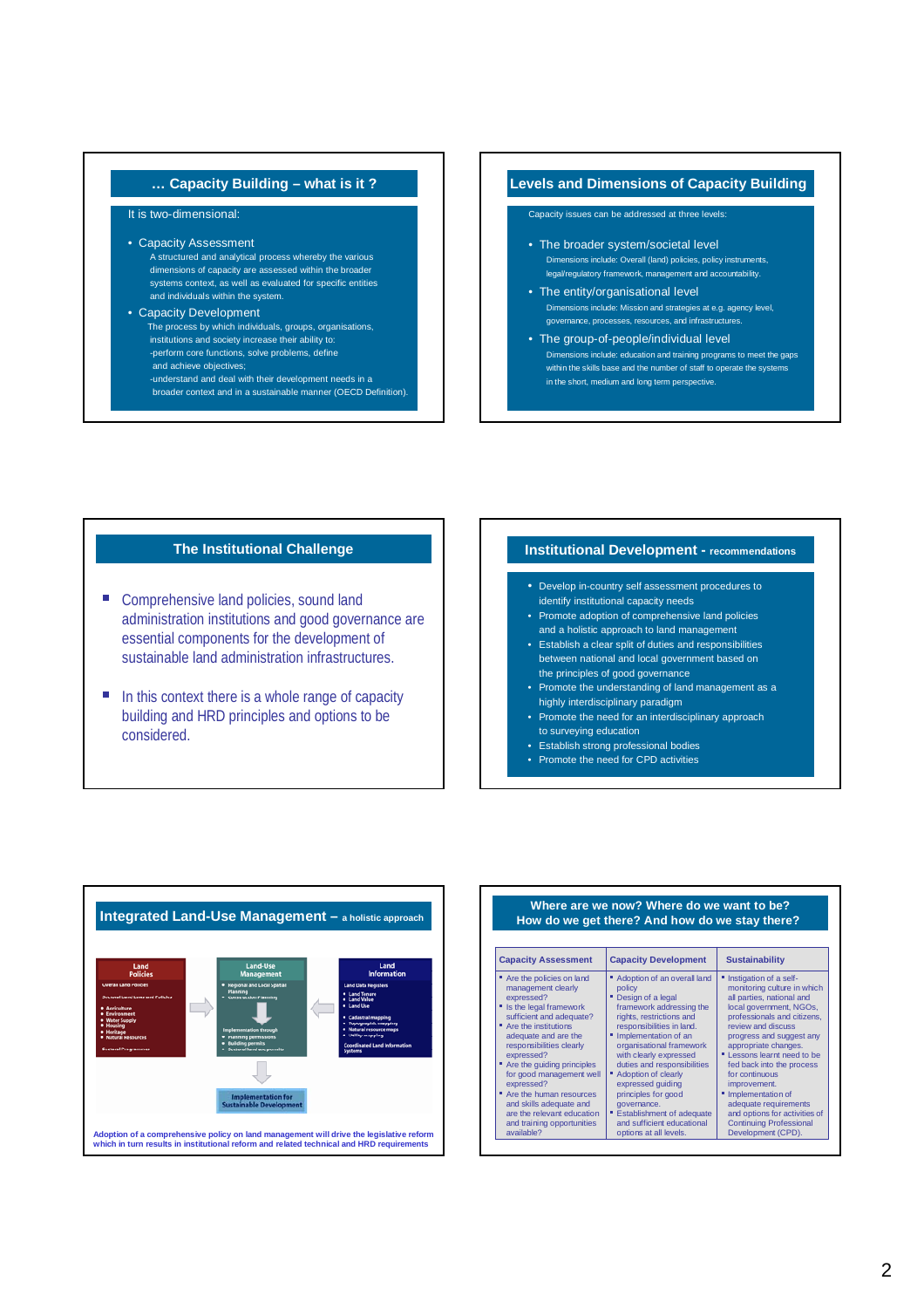## … Capacity Building – what is it ?

It is two-dimensional:

- Capacity Assessment
  A structured and analytical process whereby the various dimensions of capacity are assessed within the broader systems context, as well as evaluated for specific entities and individuals within the system.
- Capacity Development
  The process by which individuals, groups, organisations, institutions and society increase their ability to:
  -perform core functions, solve problems, define and achieve objectives;
  -understand and deal with their development needs in a broader context and in a sustainable manner (OECD Definition).

## Levels and Dimensions of Capacity Building

Capacity issues can be addressed at three levels:

- The broader system/societal level
  Dimensions include: Overall (land) policies, policy instruments, legal/regulatory framework, management and accountability.
- The entity/organisational level
  Dimensions include: Mission and strategies at e.g. agency level, governance, processes, resources, and infrastructures.
- The group-of-people/individual level
  Dimensions include: education and training programs to meet the gaps within the skills base and the number of staff to operate the systems in the short, medium and long term perspective.

## The Institutional Challenge

- Comprehensive land policies, sound land administration institutions and good governance are essential components for the development of sustainable land administration infrastructures.
- In this context there is a whole range of capacity building and HRD principles and options to be considered.

## Institutional Development - recommendations

- Develop in-country self assessment procedures to identify institutional capacity needs
- Promote adoption of comprehensive land policies and a holistic approach to land management
- Establish a clear split of duties and responsibilities between national and local government based on the principles of good governance
- Promote the understanding of land management as a highly interdisciplinary paradigm
- Promote the need for an interdisciplinary approach to surveying education
- Establish strong professional bodies
- Promote the need for CPD activities

## Integrated Land-Use Management – a holistic approach

Land Policies | Land-Use Management | Land Information | Implementation for Sustainable Development

Adoption of a comprehensive policy on land management will drive the legislative reform which in turn results in institutional reform and related technical and HRD requirements

## Where are we now? Where do we want to be? How do we get there? And how do we stay there?

| Capacity Assessment | Capacity Development | Sustainability |
| --- | --- | --- |
| ▪ Are the policies on land management clearly expressed?<br>▪ Is the legal framework sufficient and adequate?<br>▪ Are the institutions adequate and are the responsibilities clearly expressed?<br>▪ Are the guiding principles for good management well expressed?<br>▪ Are the human resources and skills adequate and are the relevant education and training opportunities available? | ▪ Adoption of an overall land policy<br>▪ Design of a legal framework addressing the rights, restrictions and responsibilities in land.<br>▪ Implementation of an organisational framework with clearly expressed duties and responsibilities<br>▪ Adoption of clearly expressed guiding principles for good governance.<br>▪ Establishment of adequate and sufficient educational options at all levels. | ▪ Instigation of a self-monitoring culture in which all parties, national and local government, NGOs, professionals and citizens, review and discuss progress and suggest any appropriate changes.<br>▪ Lessons learnt need to be fed back into the process for continuous improvement.<br>▪ Implementation of adequate requirements and options for activities of Continuing Professional Development (CPD). |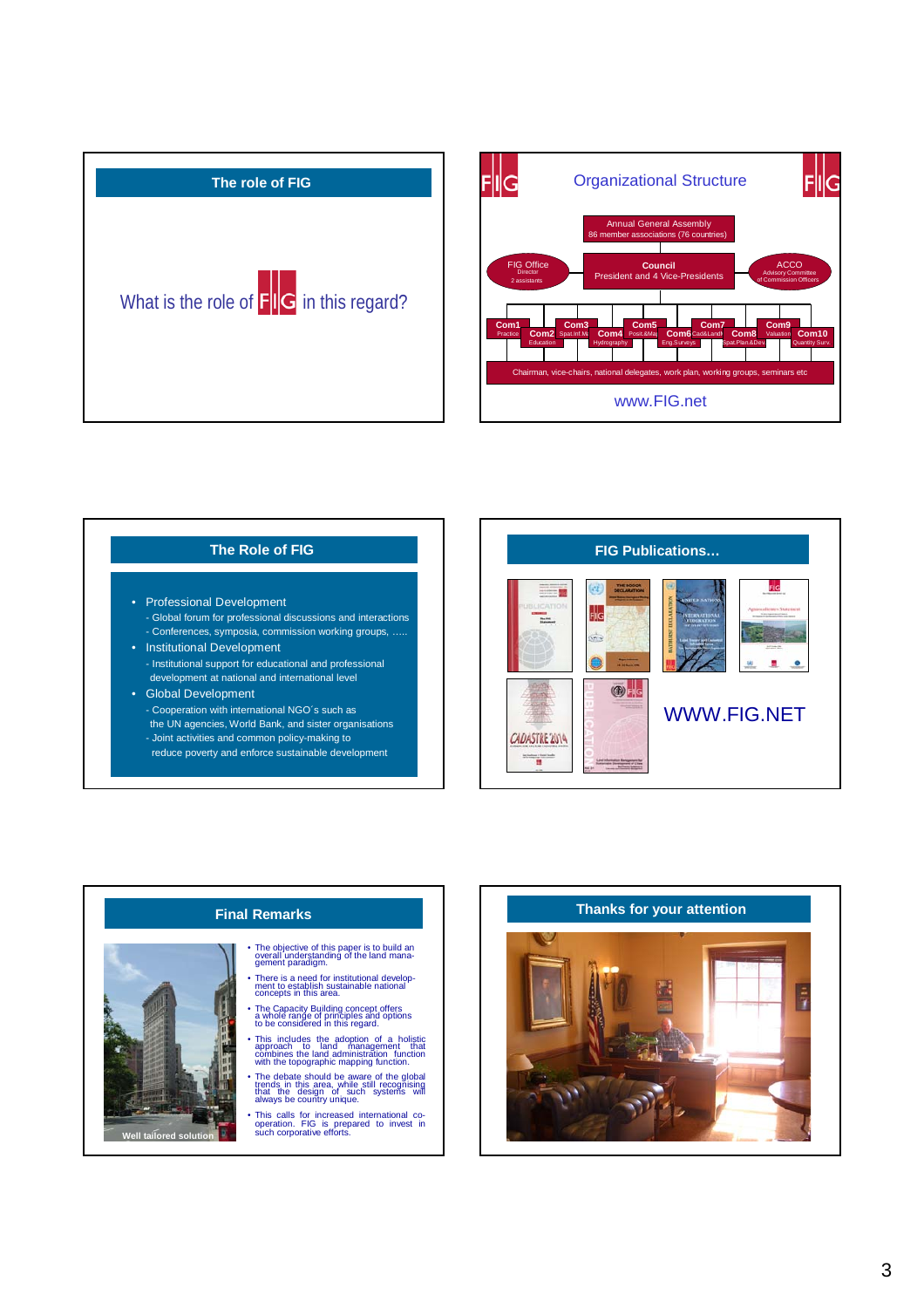## The role of FIG

What is the role of FIG in this regard?

## Organizational Structure

Annual General Assembly
86 member associations (76 countries)

FIG Office
Director
2 assistants

Council
President and 4 Vice-Presidents

ACCO
Advisory Committee of Commission Officers

Com1 Practice
Com2 Education
Com3 Spat.Inf.Ma
Com4 Hydrography
Com5 Posit.&Mai
Com6 Eng.Surveys
Com7 Cad&Land
Com8 Spat.Plan.&Dev
Com9 Valuation
Com10 Quantity Surv.

Chairman, vice-chairs, national delegates, work plan, working groups, seminars etc

www.FIG.net

## The Role of FIG

- Professional Development
  - Global forum for professional discussions and interactions
  - Conferences, symposia, commission working groups, .....
- Institutional Development
  - Institutional support for educational and professional development at national and international level
- Global Development
  - Cooperation with international NGO´s such as the UN agencies, World Bank, and sister organisations
  - Joint activities and common policy-making to reduce poverty and enforce sustainable development

## FIG Publications…

WWW.FIG.NET

## Final Remarks

Well tailored solution

- The objective of this paper is to build an overall understanding of the land management paradigm.
- There is a need for institutional development to establish sustainable national concepts in this area.
- The Capacity Building concept offers a whole range of principles and options to be considered in this regard.
- This includes the adoption of a holistic approach to land management that combines the land administration function with the topographic mapping function.
- The debate should be aware of the global trends in this area, while still recognising that the design of such systems will always be country unique.
- This calls for increased international co-operation. FIG is prepared to invest in such corporative efforts.

## Thanks for your attention